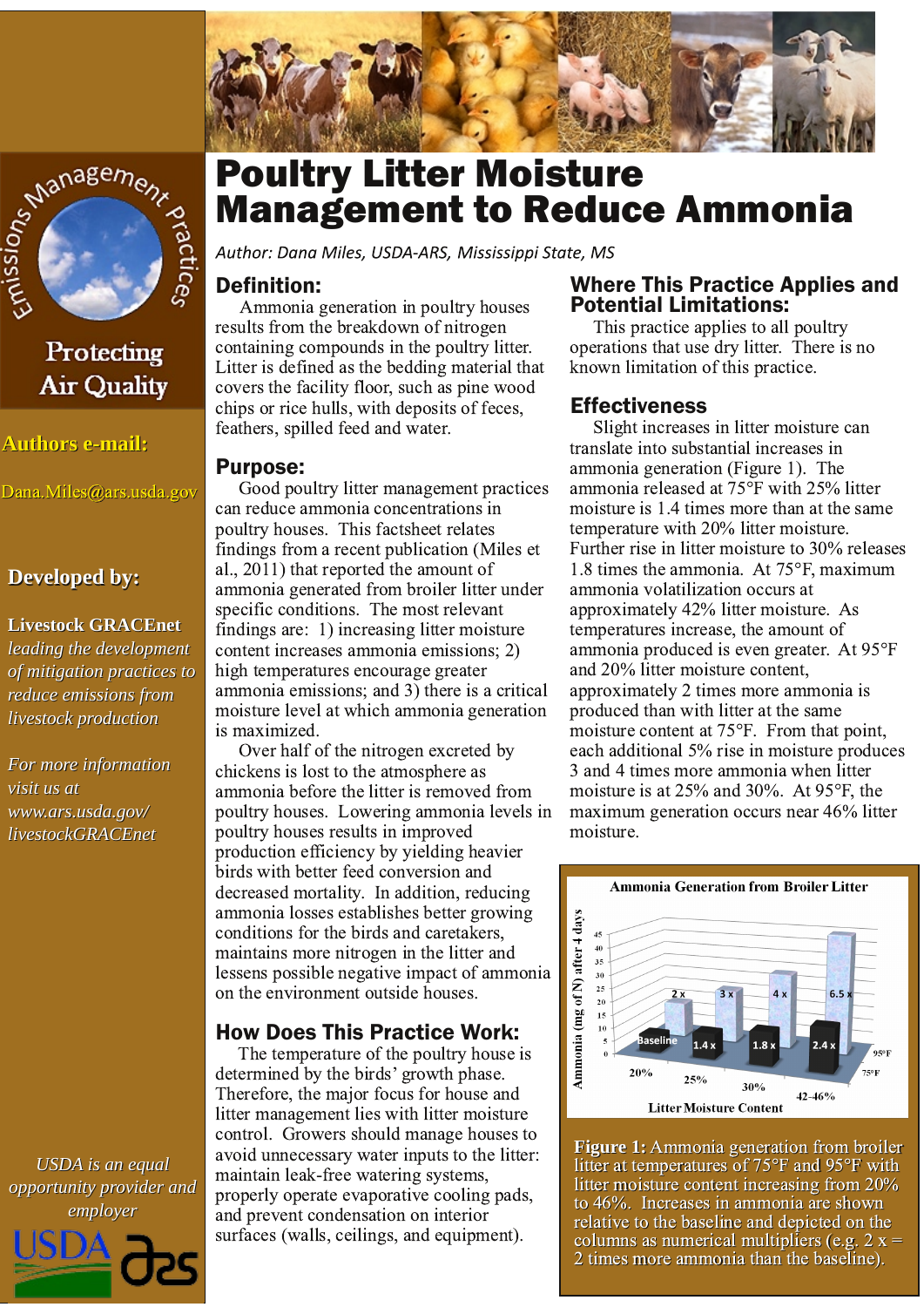# Poultry Litter Moisture Management to Reduce Ammonia

*Author: Dana Miles, USDA-ARS, Mississippi State, MS*

Emissions Management Practices

Protecting Air Quality

**Authors e-mail:**

Dana.Miles@ars.usda.gov

**Developed by:**

**Livestock GRACEnet** *leading the development of mitigation practices to reduce emissions from livestock production*

*For more information visit us at www.ars.usda.gov/livestockGRACEnet*

## Definition:

Ammonia generation in poultry houses results from the breakdown of nitrogen containing compounds in the poultry litter. Litter is defined as the bedding material that covers the facility floor, such as pine wood chips or rice hulls, with deposits of feces, feathers, spilled feed and water.

## Purpose:

Good poultry litter management practices can reduce ammonia concentrations in poultry houses. This factsheet relates findings from a recent publication (Miles et al., 2011) that reported the amount of ammonia generated from broiler litter under specific conditions. The most relevant findings are: 1) increasing litter moisture content increases ammonia emissions; 2) high temperatures encourage greater ammonia emissions; and 3) there is a critical moisture level at which ammonia generation is maximized.

Over half of the nitrogen excreted by chickens is lost to the atmosphere as ammonia before the litter is removed from poultry houses. Lowering ammonia levels in poultry houses results in improved production efficiency by yielding heavier birds with better feed conversion and decreased mortality. In addition, reducing ammonia losses establishes better growing conditions for the birds and caretakers, maintains more nitrogen in the litter and lessens possible negative impact of ammonia on the environment outside houses.

## How Does This Practice Work:

The temperature of the poultry house is determined by the birds' growth phase. Therefore, the major focus for house and litter management lies with litter moisture control. Growers should manage houses to avoid unnecessary water inputs to the litter: maintain leak-free watering systems, properly operate evaporative cooling pads, and prevent condensation on interior surfaces (walls, ceilings, and equipment).

## Where This Practice Applies and Potential Limitations:

This practice applies to all poultry operations that use dry litter. There is no known limitation of this practice.

## Effectiveness

Slight increases in litter moisture can translate into substantial increases in ammonia generation (Figure 1). The ammonia released at 75°F with 25% litter moisture is 1.4 times more than at the same temperature with 20% litter moisture. Further rise in litter moisture to 30% releases 1.8 times the ammonia. At 75°F, maximum ammonia volatilization occurs at approximately 42% litter moisture. As temperatures increase, the amount of ammonia produced is even greater. At 95°F and 20% litter moisture content, approximately 2 times more ammonia is produced than with litter at the same moisture content at 75°F. From that point, each additional 5% rise in moisture produces 3 and 4 times more ammonia when litter moisture is at 25% and 30%. At 95°F, the maximum generation occurs near 46% litter moisture.

**Ammonia Generation from Broiler Litter**

| Litter Moisture Content | 75°F | 95°F |
|---|---|---|
| 20% | Baseline | 2 x |
| 25% | 1.4 x | 3 x |
| 30% | 1.8 x | 4 x |
| 42-46% | 2.4 x | 6.5 x |

Y-axis: Ammonia (mg of N) after 4 days

**Figure 1:** Ammonia generation from broiler litter at temperatures of 75°F and 95°F with litter moisture content increasing from 20% to 46%. Increases in ammonia are shown relative to the baseline and depicted on the columns as numerical multipliers (e.g. 2 x = 2 times more ammonia than the baseline).

*USDA is an equal opportunity provider and employer*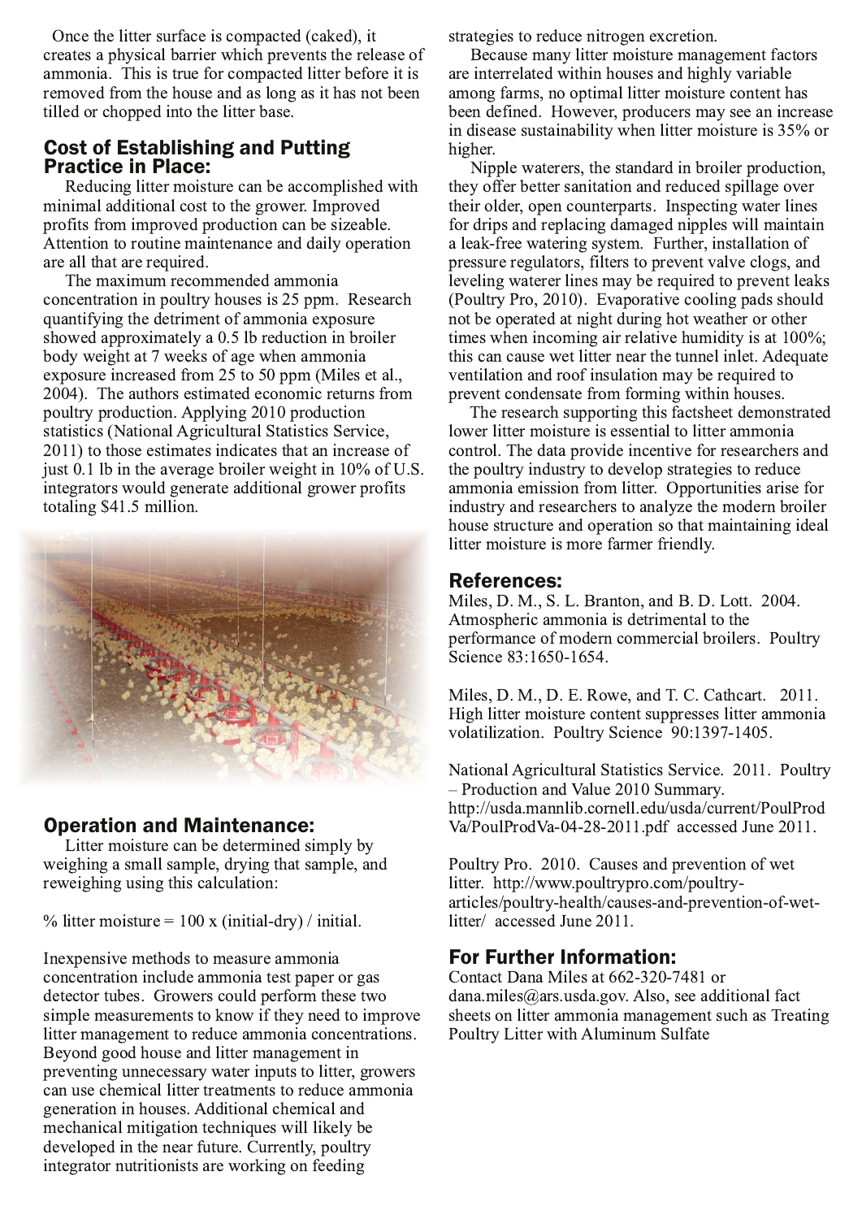Once the litter surface is compacted (caked), it creates a physical barrier which prevents the release of ammonia. This is true for compacted litter before it is removed from the house and as long as it has not been tilled or chopped into the litter base.

## Cost of Establishing and Putting Practice in Place:

Reducing litter moisture can be accomplished with minimal additional cost to the grower. Improved profits from improved production can be sizeable. Attention to routine maintenance and daily operation are all that are required.

The maximum recommended ammonia concentration in poultry houses is 25 ppm. Research quantifying the detriment of ammonia exposure showed approximately a 0.5 lb reduction in broiler body weight at 7 weeks of age when ammonia exposure increased from 25 to 50 ppm (Miles et al., 2004). The authors estimated economic returns from poultry production. Applying 2010 production statistics (National Agricultural Statistics Service, 2011) to those estimates indicates that an increase of just 0.1 lb in the average broiler weight in 10% of U.S. integrators would generate additional grower profits totaling $41.5 million.

## Operation and Maintenance:

Litter moisture can be determined simply by weighing a small sample, drying that sample, and reweighing using this calculation:

% litter moisture = 100 x (initial-dry) / initial.

Inexpensive methods to measure ammonia concentration include ammonia test paper or gas detector tubes. Growers could perform these two simple measurements to know if they need to improve litter management to reduce ammonia concentrations. Beyond good house and litter management in preventing unnecessary water inputs to litter, growers can use chemical litter treatments to reduce ammonia generation in houses. Additional chemical and mechanical mitigation techniques will likely be developed in the near future. Currently, poultry integrator nutritionists are working on feeding strategies to reduce nitrogen excretion.

Because many litter moisture management factors are interrelated within houses and highly variable among farms, no optimal litter moisture content has been defined. However, producers may see an increase in disease sustainability when litter moisture is 35% or higher.

Nipple waterers, the standard in broiler production, they offer better sanitation and reduced spillage over their older, open counterparts. Inspecting water lines for drips and replacing damaged nipples will maintain a leak-free watering system. Further, installation of pressure regulators, filters to prevent valve clogs, and leveling waterer lines may be required to prevent leaks (Poultry Pro, 2010). Evaporative cooling pads should not be operated at night during hot weather or other times when incoming air relative humidity is at 100%; this can cause wet litter near the tunnel inlet. Adequate ventilation and roof insulation may be required to prevent condensate from forming within houses.

The research supporting this factsheet demonstrated lower litter moisture is essential to litter ammonia control. The data provide incentive for researchers and the poultry industry to develop strategies to reduce ammonia emission from litter. Opportunities arise for industry and researchers to analyze the modern broiler house structure and operation so that maintaining ideal litter moisture is more farmer friendly.

## References:

Miles, D. M., S. L. Branton, and B. D. Lott. 2004. Atmospheric ammonia is detrimental to the performance of modern commercial broilers. Poultry Science 83:1650-1654.

Miles, D. M., D. E. Rowe, and T. C. Cathcart. 2011. High litter moisture content suppresses litter ammonia volatilization. Poultry Science 90:1397-1405.

National Agricultural Statistics Service. 2011. Poultry – Production and Value 2010 Summary. http://usda.mannlib.cornell.edu/usda/current/PoulProdVa/PoulProdVa-04-28-2011.pdf accessed June 2011.

Poultry Pro. 2010. Causes and prevention of wet litter. http://www.poultrypro.com/poultry-articles/poultry-health/causes-and-prevention-of-wet-litter/ accessed June 2011.

## For Further Information:

Contact Dana Miles at 662-320-7481 or dana.miles@ars.usda.gov. Also, see additional fact sheets on litter ammonia management such as Treating Poultry Litter with Aluminum Sulfate